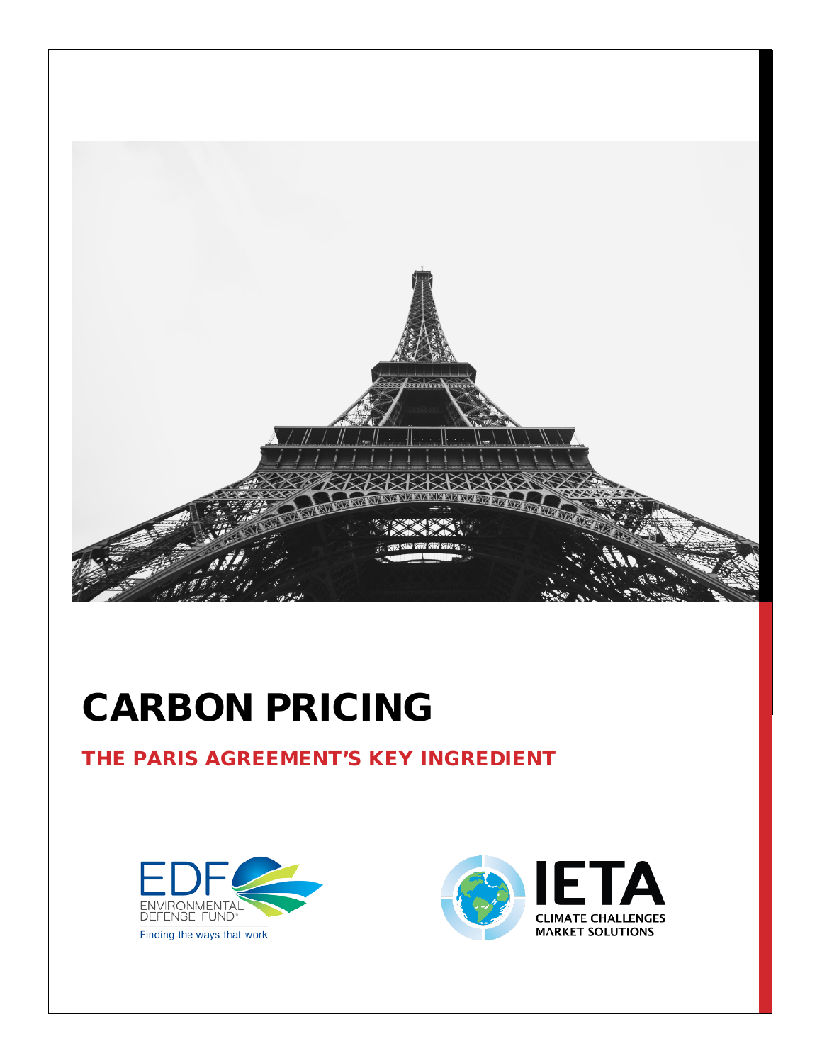# CARBON PRICING

## THE PARIS AGREEMENT'S KEY INGREDIENT

EDF ENVIRONMENTAL DEFENSE FUND® Finding the ways that work

IETA CLIMATE CHALLENGES MARKET SOLUTIONS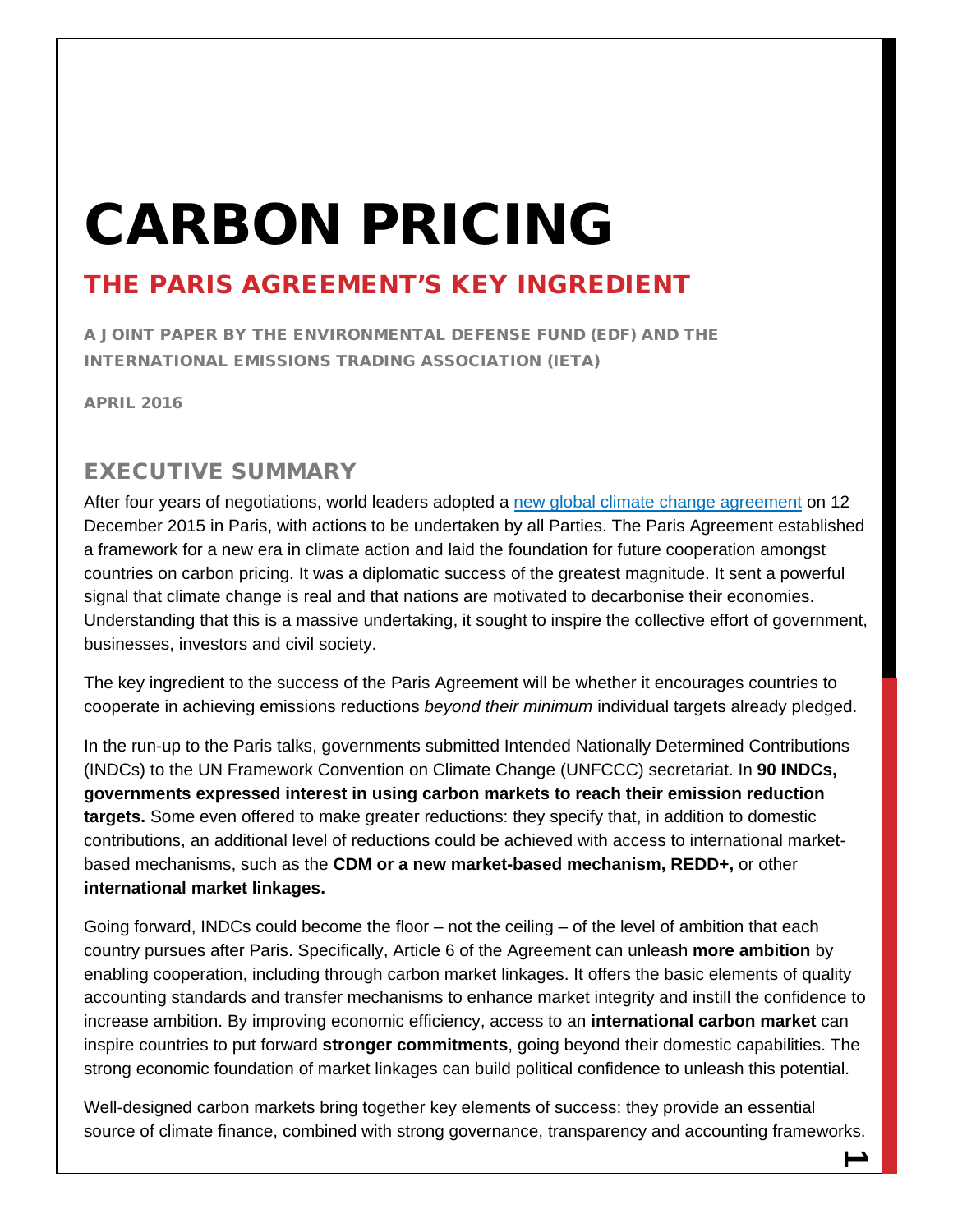# CARBON PRICING

## THE PARIS AGREEMENT'S KEY INGREDIENT

A JOINT PAPER BY THE ENVIRONMENTAL DEFENSE FUND (EDF) AND THE INTERNATIONAL EMISSIONS TRADING ASSOCIATION (IETA)

APRIL 2016

### EXECUTIVE SUMMARY

After four years of negotiations, world leaders adopted a new global climate change agreement on 12 December 2015 in Paris, with actions to be undertaken by all Parties. The Paris Agreement established a framework for a new era in climate action and laid the foundation for future cooperation amongst countries on carbon pricing. It was a diplomatic success of the greatest magnitude. It sent a powerful signal that climate change is real and that nations are motivated to decarbonise their economies. Understanding that this is a massive undertaking, it sought to inspire the collective effort of government, businesses, investors and civil society.

The key ingredient to the success of the Paris Agreement will be whether it encourages countries to cooperate in achieving emissions reductions *beyond their minimum* individual targets already pledged.

In the run-up to the Paris talks, governments submitted Intended Nationally Determined Contributions (INDCs) to the UN Framework Convention on Climate Change (UNFCCC) secretariat. In **90 INDCs, governments expressed interest in using carbon markets to reach their emission reduction targets.** Some even offered to make greater reductions: they specify that, in addition to domestic contributions, an additional level of reductions could be achieved with access to international market-based mechanisms, such as the **CDM or a new market-based mechanism, REDD+,** or other **international market linkages.**

Going forward, INDCs could become the floor – not the ceiling – of the level of ambition that each country pursues after Paris. Specifically, Article 6 of the Agreement can unleash **more ambition** by enabling cooperation, including through carbon market linkages. It offers the basic elements of quality accounting standards and transfer mechanisms to enhance market integrity and instill the confidence to increase ambition. By improving economic efficiency, access to an **international carbon market** can inspire countries to put forward **stronger commitments**, going beyond their domestic capabilities. The strong economic foundation of market linkages can build political confidence to unleash this potential.

Well-designed carbon markets bring together key elements of success: they provide an essential source of climate finance, combined with strong governance, transparency and accounting frameworks.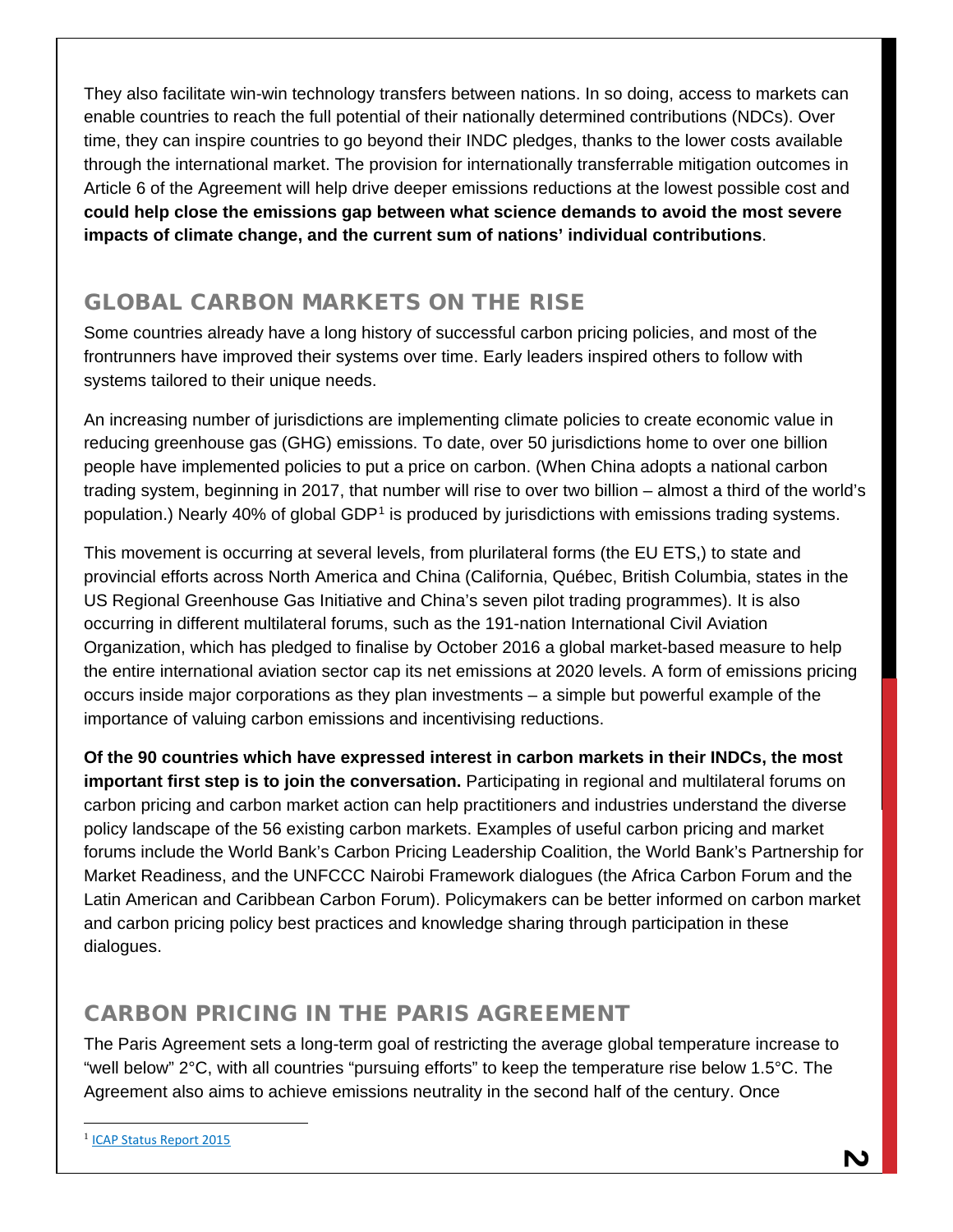They also facilitate win-win technology transfers between nations. In so doing, access to markets can enable countries to reach the full potential of their nationally determined contributions (NDCs). Over time, they can inspire countries to go beyond their INDC pledges, thanks to the lower costs available through the international market. The provision for internationally transferrable mitigation outcomes in Article 6 of the Agreement will help drive deeper emissions reductions at the lowest possible cost and **could help close the emissions gap between what science demands to avoid the most severe impacts of climate change, and the current sum of nations' individual contributions**.

## GLOBAL CARBON MARKETS ON THE RISE

Some countries already have a long history of successful carbon pricing policies, and most of the frontrunners have improved their systems over time. Early leaders inspired others to follow with systems tailored to their unique needs.

An increasing number of jurisdictions are implementing climate policies to create economic value in reducing greenhouse gas (GHG) emissions. To date, over 50 jurisdictions home to over one billion people have implemented policies to put a price on carbon. (When China adopts a national carbon trading system, beginning in 2017, that number will rise to over two billion – almost a third of the world's population.) Nearly 40% of global GDP[1] is produced by jurisdictions with emissions trading systems.

This movement is occurring at several levels, from plurilateral forms (the EU ETS,) to state and provincial efforts across North America and China (California, Québec, British Columbia, states in the US Regional Greenhouse Gas Initiative and China's seven pilot trading programmes). It is also occurring in different multilateral forums, such as the 191-nation International Civil Aviation Organization, which has pledged to finalise by October 2016 a global market-based measure to help the entire international aviation sector cap its net emissions at 2020 levels. A form of emissions pricing occurs inside major corporations as they plan investments – a simple but powerful example of the importance of valuing carbon emissions and incentivising reductions.

**Of the 90 countries which have expressed interest in carbon markets in their INDCs, the most important first step is to join the conversation.** Participating in regional and multilateral forums on carbon pricing and carbon market action can help practitioners and industries understand the diverse policy landscape of the 56 existing carbon markets. Examples of useful carbon pricing and market forums include the World Bank's Carbon Pricing Leadership Coalition, the World Bank's Partnership for Market Readiness, and the UNFCCC Nairobi Framework dialogues (the Africa Carbon Forum and the Latin American and Caribbean Carbon Forum). Policymakers can be better informed on carbon market and carbon pricing policy best practices and knowledge sharing through participation in these dialogues.

## CARBON PRICING IN THE PARIS AGREEMENT

The Paris Agreement sets a long-term goal of restricting the average global temperature increase to "well below" 2°C, with all countries "pursuing efforts" to keep the temperature rise below 1.5°C. The Agreement also aims to achieve emissions neutrality in the second half of the century. Once

---

[1] ICAP Status Report 2015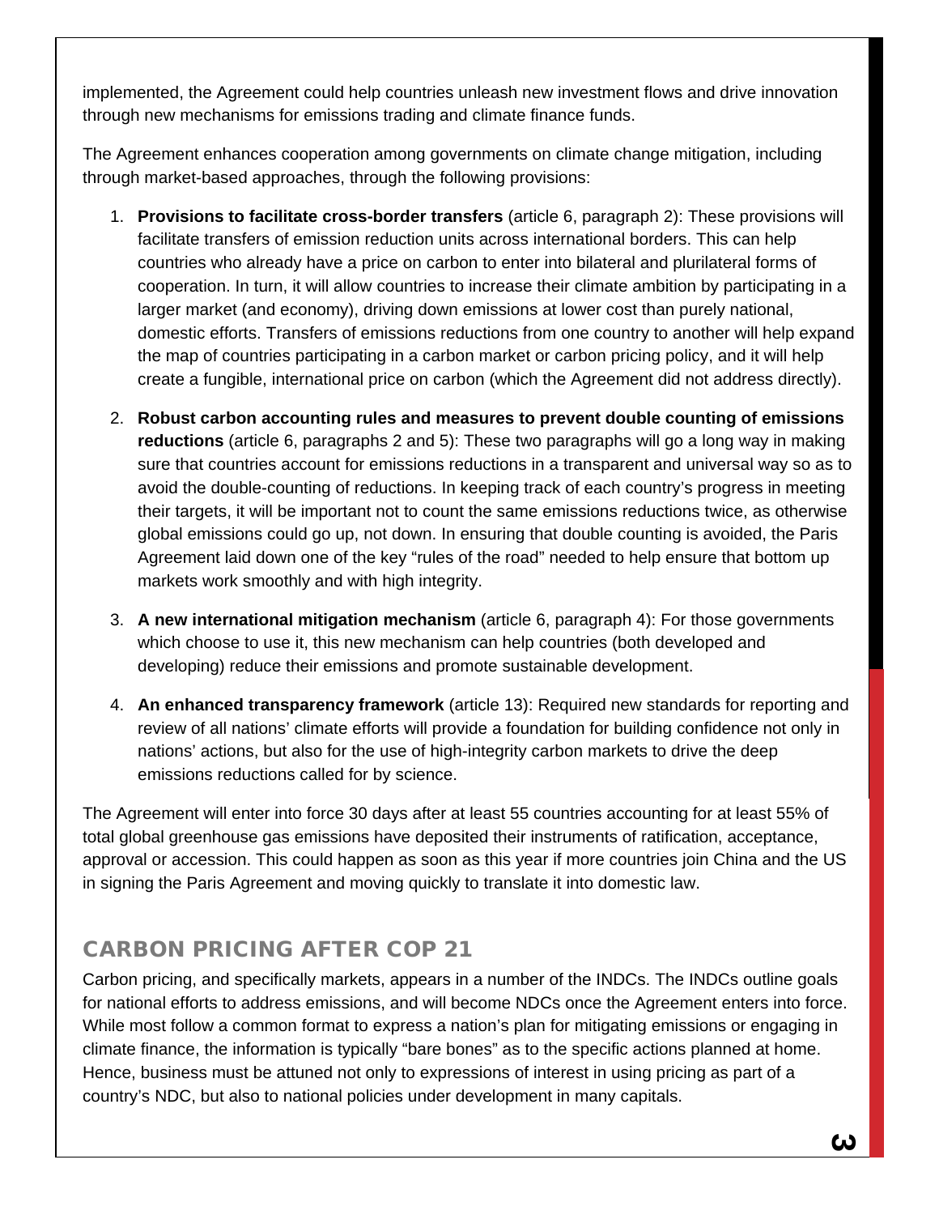implemented, the Agreement could help countries unleash new investment flows and drive innovation through new mechanisms for emissions trading and climate finance funds.

The Agreement enhances cooperation among governments on climate change mitigation, including through market-based approaches, through the following provisions:

1. **Provisions to facilitate cross-border transfers** (article 6, paragraph 2): These provisions will facilitate transfers of emission reduction units across international borders. This can help countries who already have a price on carbon to enter into bilateral and plurilateral forms of cooperation. In turn, it will allow countries to increase their climate ambition by participating in a larger market (and economy), driving down emissions at lower cost than purely national, domestic efforts. Transfers of emissions reductions from one country to another will help expand the map of countries participating in a carbon market or carbon pricing policy, and it will help create a fungible, international price on carbon (which the Agreement did not address directly).

2. **Robust carbon accounting rules and measures to prevent double counting of emissions reductions** (article 6, paragraphs 2 and 5): These two paragraphs will go a long way in making sure that countries account for emissions reductions in a transparent and universal way so as to avoid the double-counting of reductions. In keeping track of each country's progress in meeting their targets, it will be important not to count the same emissions reductions twice, as otherwise global emissions could go up, not down. In ensuring that double counting is avoided, the Paris Agreement laid down one of the key "rules of the road" needed to help ensure that bottom up markets work smoothly and with high integrity.

3. **A new international mitigation mechanism** (article 6, paragraph 4): For those governments which choose to use it, this new mechanism can help countries (both developed and developing) reduce their emissions and promote sustainable development.

4. **An enhanced transparency framework** (article 13): Required new standards for reporting and review of all nations' climate efforts will provide a foundation for building confidence not only in nations' actions, but also for the use of high-integrity carbon markets to drive the deep emissions reductions called for by science.

The Agreement will enter into force 30 days after at least 55 countries accounting for at least 55% of total global greenhouse gas emissions have deposited their instruments of ratification, acceptance, approval or accession. This could happen as soon as this year if more countries join China and the US in signing the Paris Agreement and moving quickly to translate it into domestic law.

## CARBON PRICING AFTER COP 21

Carbon pricing, and specifically markets, appears in a number of the INDCs. The INDCs outline goals for national efforts to address emissions, and will become NDCs once the Agreement enters into force. While most follow a common format to express a nation's plan for mitigating emissions or engaging in climate finance, the information is typically "bare bones" as to the specific actions planned at home. Hence, business must be attuned not only to expressions of interest in using pricing as part of a country's NDC, but also to national policies under development in many capitals.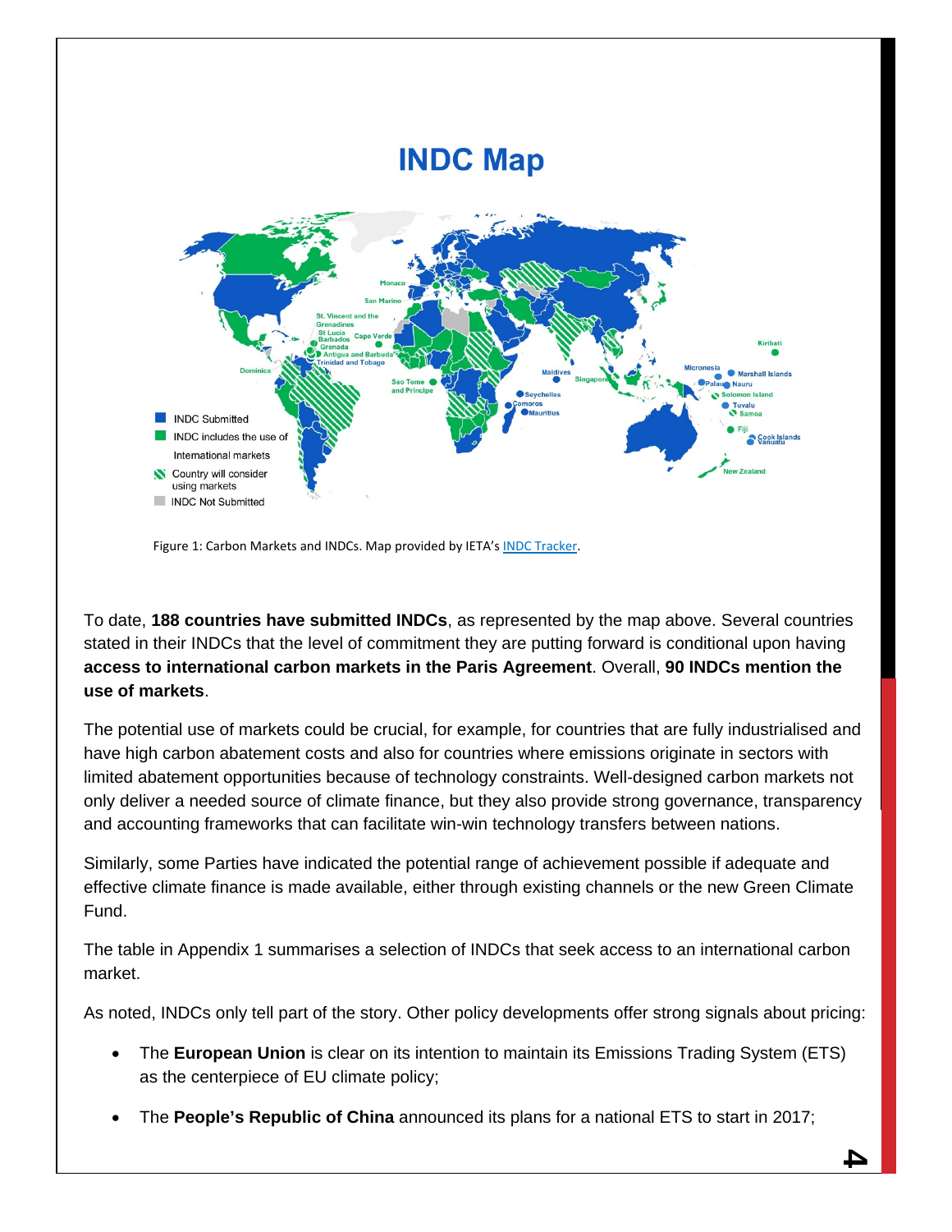# INDC Map

Figure 1: Carbon Markets and INDCs. Map provided by IETA's INDC Tracker.

To date, **188 countries have submitted INDCs**, as represented by the map above. Several countries stated in their INDCs that the level of commitment they are putting forward is conditional upon having **access to international carbon markets in the Paris Agreement**. Overall, **90 INDCs mention the use of markets**.

The potential use of markets could be crucial, for example, for countries that are fully industrialised and have high carbon abatement costs and also for countries where emissions originate in sectors with limited abatement opportunities because of technology constraints. Well-designed carbon markets not only deliver a needed source of climate finance, but they also provide strong governance, transparency and accounting frameworks that can facilitate win-win technology transfers between nations.

Similarly, some Parties have indicated the potential range of achievement possible if adequate and effective climate finance is made available, either through existing channels or the new Green Climate Fund.

The table in Appendix 1 summarises a selection of INDCs that seek access to an international carbon market.

As noted, INDCs only tell part of the story. Other policy developments offer strong signals about pricing:

- The **European Union** is clear on its intention to maintain its Emissions Trading System (ETS) as the centerpiece of EU climate policy;
- The **People's Republic of China** announced its plans for a national ETS to start in 2017;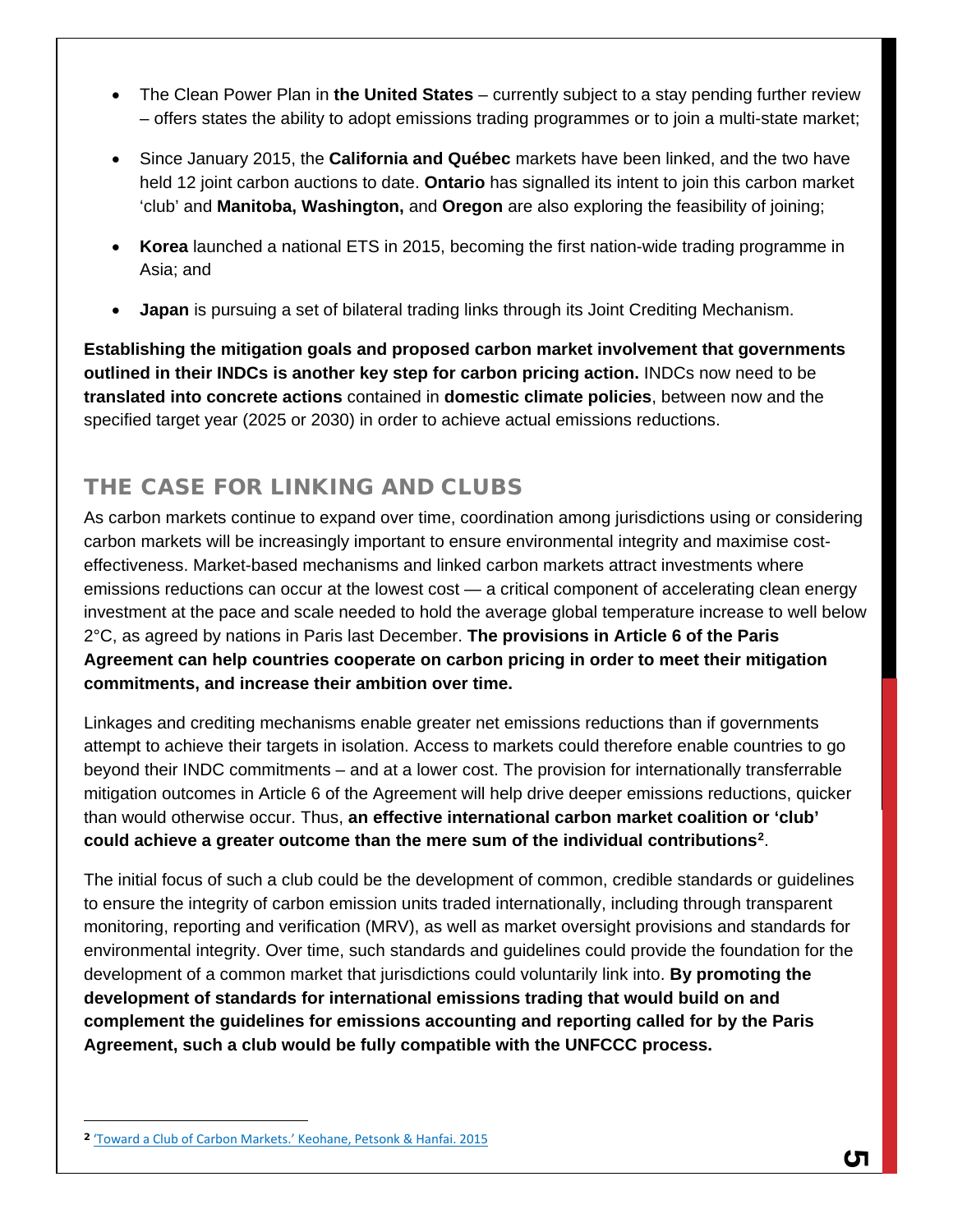- The Clean Power Plan in **the United States** – currently subject to a stay pending further review – offers states the ability to adopt emissions trading programmes or to join a multi-state market;
- Since January 2015, the **California and Québec** markets have been linked, and the two have held 12 joint carbon auctions to date. **Ontario** has signalled its intent to join this carbon market 'club' and **Manitoba, Washington,** and **Oregon** are also exploring the feasibility of joining;
- **Korea** launched a national ETS in 2015, becoming the first nation-wide trading programme in Asia; and
- **Japan** is pursuing a set of bilateral trading links through its Joint Crediting Mechanism.

**Establishing the mitigation goals and proposed carbon market involvement that governments outlined in their INDCs is another key step for carbon pricing action.** INDCs now need to be **translated into concrete actions** contained in **domestic climate policies**, between now and the specified target year (2025 or 2030) in order to achieve actual emissions reductions.

## THE CASE FOR LINKING AND CLUBS

As carbon markets continue to expand over time, coordination among jurisdictions using or considering carbon markets will be increasingly important to ensure environmental integrity and maximise cost-effectiveness. Market-based mechanisms and linked carbon markets attract investments where emissions reductions can occur at the lowest cost — a critical component of accelerating clean energy investment at the pace and scale needed to hold the average global temperature increase to well below 2°C, as agreed by nations in Paris last December. **The provisions in Article 6 of the Paris Agreement can help countries cooperate on carbon pricing in order to meet their mitigation commitments, and increase their ambition over time.**

Linkages and crediting mechanisms enable greater net emissions reductions than if governments attempt to achieve their targets in isolation. Access to markets could therefore enable countries to go beyond their INDC commitments – and at a lower cost. The provision for internationally transferrable mitigation outcomes in Article 6 of the Agreement will help drive deeper emissions reductions, quicker than would otherwise occur. Thus, **an effective international carbon market coalition or 'club' could achieve a greater outcome than the mere sum of the individual contributions**[2].

The initial focus of such a club could be the development of common, credible standards or guidelines to ensure the integrity of carbon emission units traded internationally, including through transparent monitoring, reporting and verification (MRV), as well as market oversight provisions and standards for environmental integrity. Over time, such standards and guidelines could provide the foundation for the development of a common market that jurisdictions could voluntarily link into. **By promoting the development of standards for international emissions trading that would build on and complement the guidelines for emissions accounting and reporting called for by the Paris Agreement, such a club would be fully compatible with the UNFCCC process.**

---

[2] 'Toward a Club of Carbon Markets.' Keohane, Petsonk & Hanfai. 2015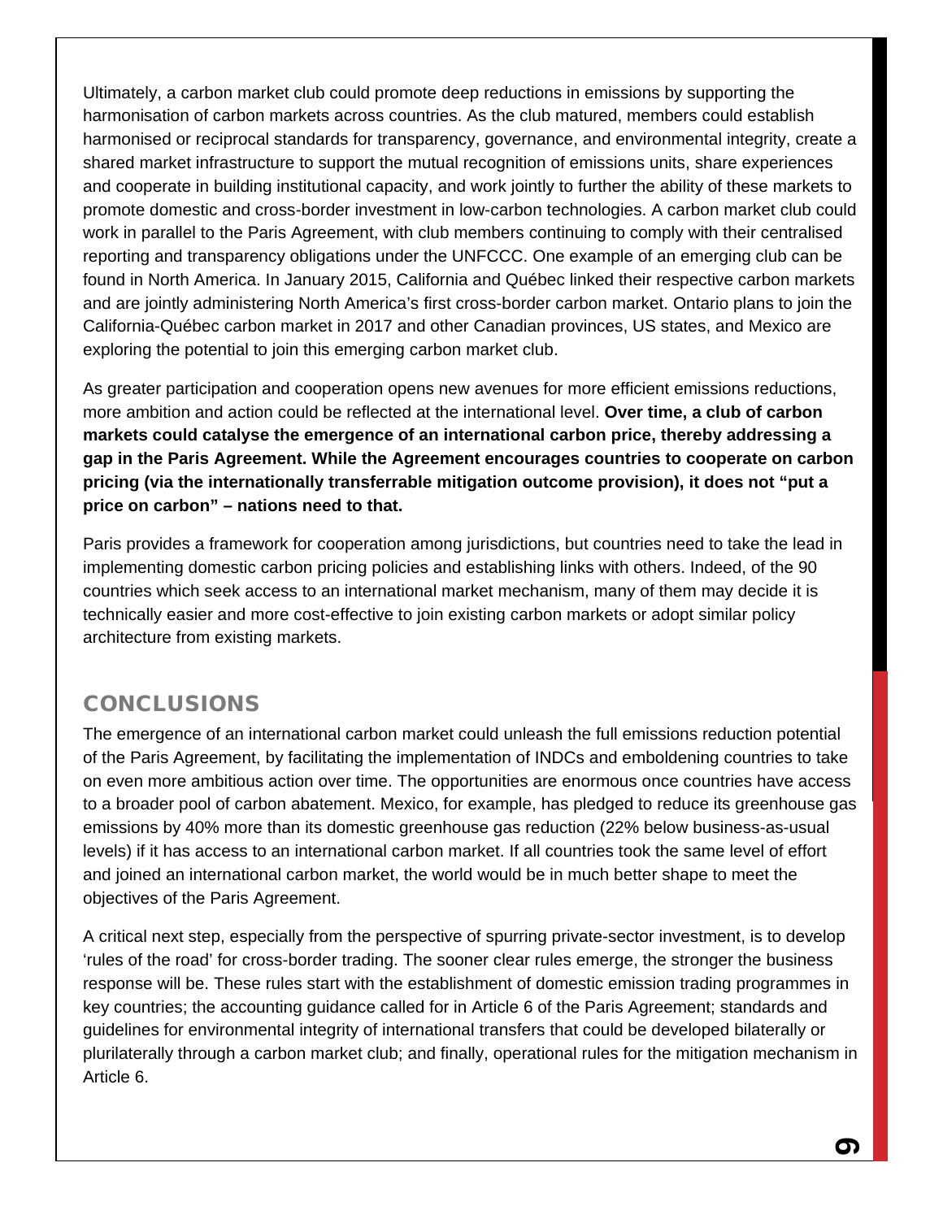Ultimately, a carbon market club could promote deep reductions in emissions by supporting the harmonisation of carbon markets across countries. As the club matured, members could establish harmonised or reciprocal standards for transparency, governance, and environmental integrity, create a shared market infrastructure to support the mutual recognition of emissions units, share experiences and cooperate in building institutional capacity, and work jointly to further the ability of these markets to promote domestic and cross-border investment in low-carbon technologies. A carbon market club could work in parallel to the Paris Agreement, with club members continuing to comply with their centralised reporting and transparency obligations under the UNFCCC. One example of an emerging club can be found in North America. In January 2015, California and Québec linked their respective carbon markets and are jointly administering North America's first cross-border carbon market. Ontario plans to join the California-Québec carbon market in 2017 and other Canadian provinces, US states, and Mexico are exploring the potential to join this emerging carbon market club.

As greater participation and cooperation opens new avenues for more efficient emissions reductions, more ambition and action could be reflected at the international level. **Over time, a club of carbon markets could catalyse the emergence of an international carbon price, thereby addressing a gap in the Paris Agreement. While the Agreement encourages countries to cooperate on carbon pricing (via the internationally transferrable mitigation outcome provision), it does not "put a price on carbon" – nations need to that.**

Paris provides a framework for cooperation among jurisdictions, but countries need to take the lead in implementing domestic carbon pricing policies and establishing links with others. Indeed, of the 90 countries which seek access to an international market mechanism, many of them may decide it is technically easier and more cost-effective to join existing carbon markets or adopt similar policy architecture from existing markets.

## CONCLUSIONS

The emergence of an international carbon market could unleash the full emissions reduction potential of the Paris Agreement, by facilitating the implementation of INDCs and emboldening countries to take on even more ambitious action over time. The opportunities are enormous once countries have access to a broader pool of carbon abatement. Mexico, for example, has pledged to reduce its greenhouse gas emissions by 40% more than its domestic greenhouse gas reduction (22% below business-as-usual levels) if it has access to an international carbon market. If all countries took the same level of effort and joined an international carbon market, the world would be in much better shape to meet the objectives of the Paris Agreement.

A critical next step, especially from the perspective of spurring private-sector investment, is to develop 'rules of the road' for cross-border trading. The sooner clear rules emerge, the stronger the business response will be. These rules start with the establishment of domestic emission trading programmes in key countries; the accounting guidance called for in Article 6 of the Paris Agreement; standards and guidelines for environmental integrity of international transfers that could be developed bilaterally or plurilaterally through a carbon market club; and finally, operational rules for the mitigation mechanism in Article 6.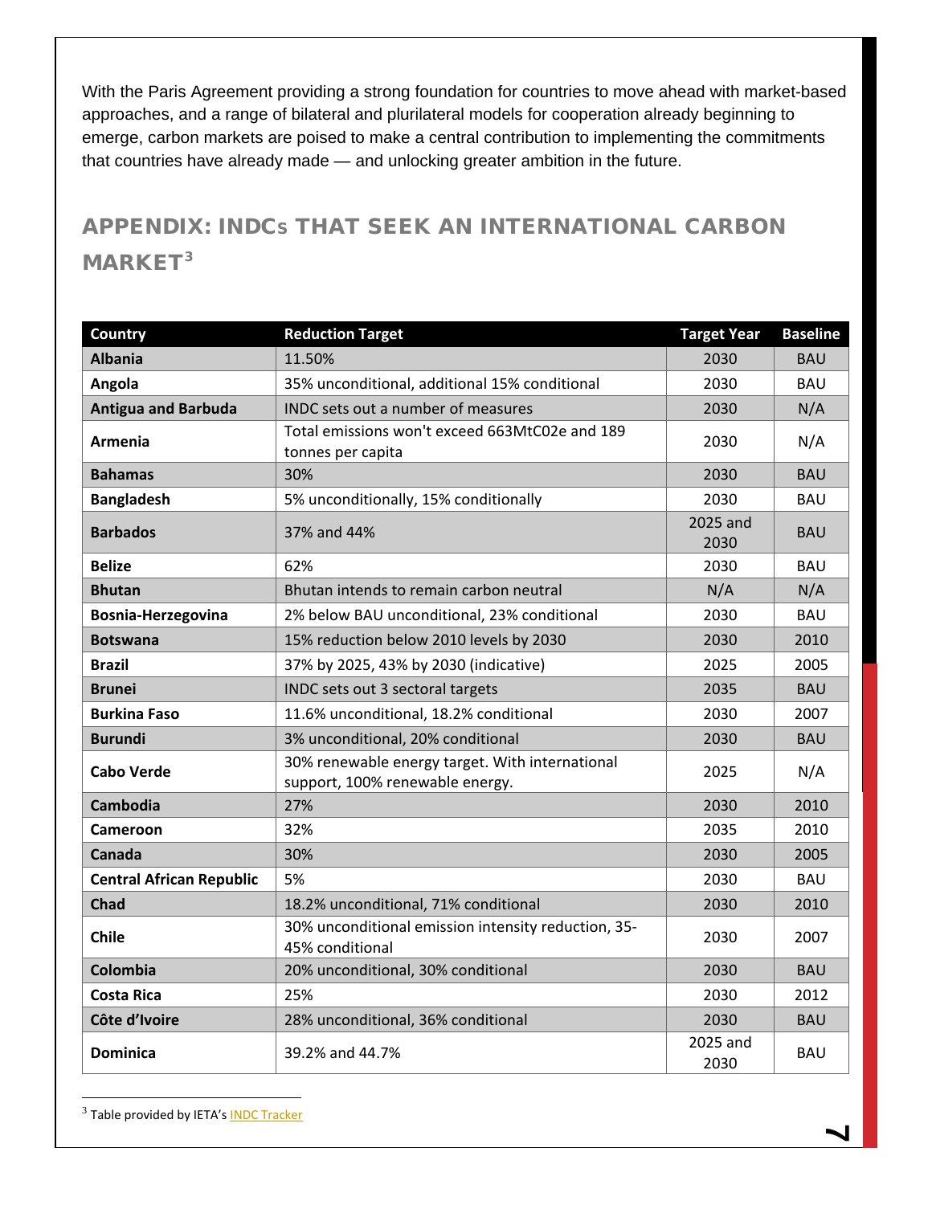With the Paris Agreement providing a strong foundation for countries to move ahead with market-based approaches, and a range of bilateral and plurilateral models for cooperation already beginning to emerge, carbon markets are poised to make a central contribution to implementing the commitments that countries have already made — and unlocking greater ambition in the future.

## APPENDIX: INDCs THAT SEEK AN INTERNATIONAL CARBON MARKET[3]

| Country | Reduction Target | Target Year | Baseline |
|---|---|---|---|
| **Albania** | 11.50% | 2030 | BAU |
| **Angola** | 35% unconditional, additional 15% conditional | 2030 | BAU |
| **Antigua and Barbuda** | INDC sets out a number of measures | 2030 | N/A |
| **Armenia** | Total emissions won't exceed 663MtC02e and 189 tonnes per capita | 2030 | N/A |
| **Bahamas** | 30% | 2030 | BAU |
| **Bangladesh** | 5% unconditionally, 15% conditionally | 2030 | BAU |
| **Barbados** | 37% and 44% | 2025 and 2030 | BAU |
| **Belize** | 62% | 2030 | BAU |
| **Bhutan** | Bhutan intends to remain carbon neutral | N/A | N/A |
| **Bosnia-Herzegovina** | 2% below BAU unconditional, 23% conditional | 2030 | BAU |
| **Botswana** | 15% reduction below 2010 levels by 2030 | 2030 | 2010 |
| **Brazil** | 37% by 2025, 43% by 2030 (indicative) | 2025 | 2005 |
| **Brunei** | INDC sets out 3 sectoral targets | 2035 | BAU |
| **Burkina Faso** | 11.6% unconditional, 18.2% conditional | 2030 | 2007 |
| **Burundi** | 3% unconditional, 20% conditional | 2030 | BAU |
| **Cabo Verde** | 30% renewable energy target. With international support, 100% renewable energy. | 2025 | N/A |
| **Cambodia** | 27% | 2030 | 2010 |
| **Cameroon** | 32% | 2035 | 2010 |
| **Canada** | 30% | 2030 | 2005 |
| **Central African Republic** | 5% | 2030 | BAU |
| **Chad** | 18.2% unconditional, 71% conditional | 2030 | 2010 |
| **Chile** | 30% unconditional emission intensity reduction, 35-45% conditional | 2030 | 2007 |
| **Colombia** | 20% unconditional, 30% conditional | 2030 | BAU |
| **Costa Rica** | 25% | 2030 | 2012 |
| **Côte d'Ivoire** | 28% unconditional, 36% conditional | 2030 | BAU |
| **Dominica** | 39.2% and 44.7% | 2025 and 2030 | BAU |

[3] Table provided by IETA's INDC Tracker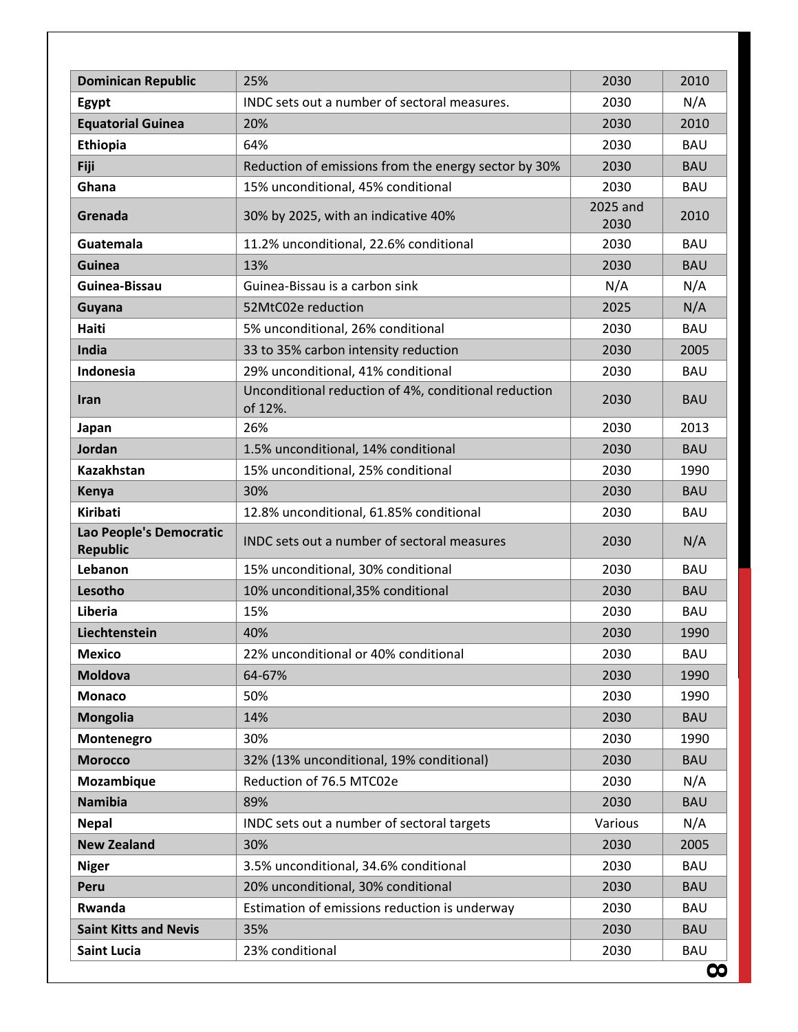| | | | |
|---|---|---|---|
| **Dominican Republic** | 25% | 2030 | 2010 |
| **Egypt** | INDC sets out a number of sectoral measures. | 2030 | N/A |
| **Equatorial Guinea** | 20% | 2030 | 2010 |
| **Ethiopia** | 64% | 2030 | BAU |
| **Fiji** | Reduction of emissions from the energy sector by 30% | 2030 | BAU |
| **Ghana** | 15% unconditional, 45% conditional | 2030 | BAU |
| **Grenada** | 30% by 2025, with an indicative 40% | 2025 and 2030 | 2010 |
| **Guatemala** | 11.2% unconditional, 22.6% conditional | 2030 | BAU |
| **Guinea** | 13% | 2030 | BAU |
| **Guinea-Bissau** | Guinea-Bissau is a carbon sink | N/A | N/A |
| **Guyana** | 52MtC02e reduction | 2025 | N/A |
| **Haiti** | 5% unconditional, 26% conditional | 2030 | BAU |
| **India** | 33 to 35% carbon intensity reduction | 2030 | 2005 |
| **Indonesia** | 29% unconditional, 41% conditional | 2030 | BAU |
| **Iran** | Unconditional reduction of 4%, conditional reduction of 12%. | 2030 | BAU |
| **Japan** | 26% | 2030 | 2013 |
| **Jordan** | 1.5% unconditional, 14% conditional | 2030 | BAU |
| **Kazakhstan** | 15% unconditional, 25% conditional | 2030 | 1990 |
| **Kenya** | 30% | 2030 | BAU |
| **Kiribati** | 12.8% unconditional, 61.85% conditional | 2030 | BAU |
| **Lao People's Democratic Republic** | INDC sets out a number of sectoral measures | 2030 | N/A |
| **Lebanon** | 15% unconditional, 30% conditional | 2030 | BAU |
| **Lesotho** | 10% unconditional,35% conditional | 2030 | BAU |
| **Liberia** | 15% | 2030 | BAU |
| **Liechtenstein** | 40% | 2030 | 1990 |
| **Mexico** | 22% unconditional or 40% conditional | 2030 | BAU |
| **Moldova** | 64-67% | 2030 | 1990 |
| **Monaco** | 50% | 2030 | 1990 |
| **Mongolia** | 14% | 2030 | BAU |
| **Montenegro** | 30% | 2030 | 1990 |
| **Morocco** | 32% (13% unconditional, 19% conditional) | 2030 | BAU |
| **Mozambique** | Reduction of 76.5 MTC02e | 2030 | N/A |
| **Namibia** | 89% | 2030 | BAU |
| **Nepal** | INDC sets out a number of sectoral targets | Various | N/A |
| **New Zealand** | 30% | 2030 | 2005 |
| **Niger** | 3.5% unconditional, 34.6% conditional | 2030 | BAU |
| **Peru** | 20% unconditional, 30% conditional | 2030 | BAU |
| **Rwanda** | Estimation of emissions reduction is underway | 2030 | BAU |
| **Saint Kitts and Nevis** | 35% | 2030 | BAU |
| **Saint Lucia** | 23% conditional | 2030 | BAU |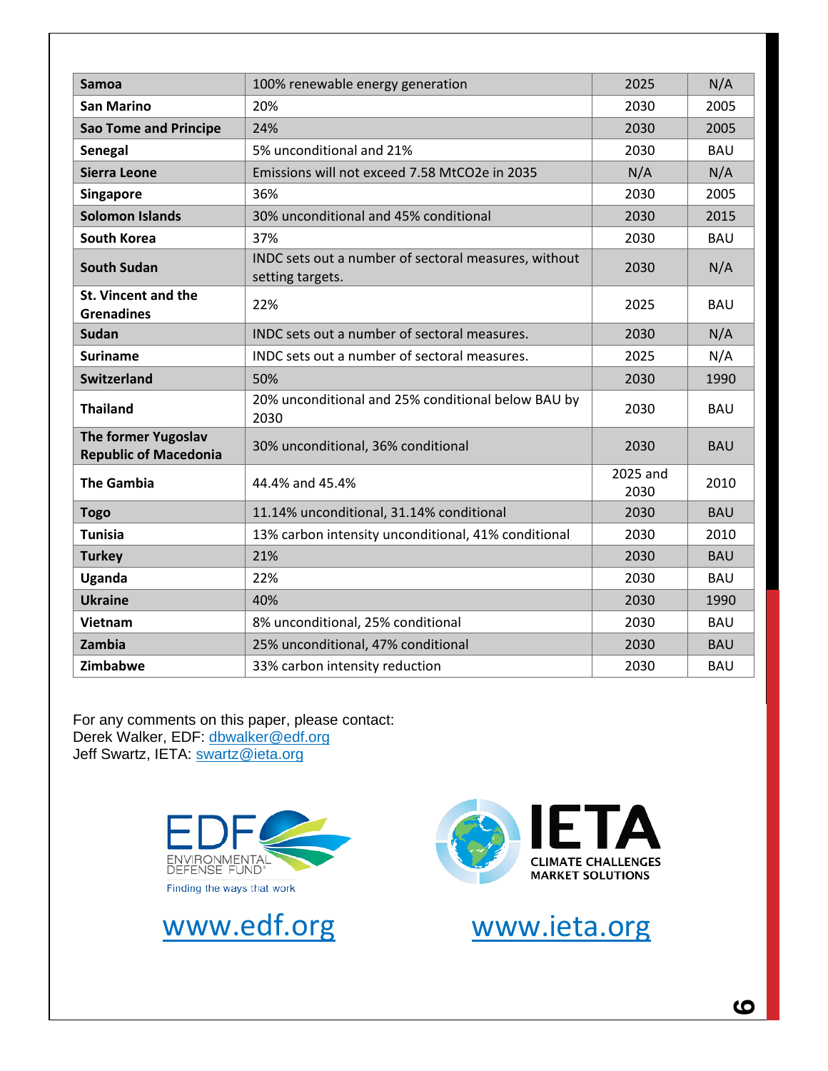| | | | |
|---|---|---|---|
| **Samoa** | 100% renewable energy generation | 2025 | N/A |
| **San Marino** | 20% | 2030 | 2005 |
| **Sao Tome and Principe** | 24% | 2030 | 2005 |
| **Senegal** | 5% unconditional and 21% | 2030 | BAU |
| **Sierra Leone** | Emissions will not exceed 7.58 MtCO2e in 2035 | N/A | N/A |
| **Singapore** | 36% | 2030 | 2005 |
| **Solomon Islands** | 30% unconditional and 45% conditional | 2030 | 2015 |
| **South Korea** | 37% | 2030 | BAU |
| **South Sudan** | INDC sets out a number of sectoral measures, without setting targets. | 2030 | N/A |
| **St. Vincent and the Grenadines** | 22% | 2025 | BAU |
| **Sudan** | INDC sets out a number of sectoral measures. | 2030 | N/A |
| **Suriname** | INDC sets out a number of sectoral measures. | 2025 | N/A |
| **Switzerland** | 50% | 2030 | 1990 |
| **Thailand** | 20% unconditional and 25% conditional below BAU by 2030 | 2030 | BAU |
| **The former Yugoslav Republic of Macedonia** | 30% unconditional, 36% conditional | 2030 | BAU |
| **The Gambia** | 44.4% and 45.4% | 2025 and 2030 | 2010 |
| **Togo** | 11.14% unconditional, 31.14% conditional | 2030 | BAU |
| **Tunisia** | 13% carbon intensity unconditional, 41% conditional | 2030 | 2010 |
| **Turkey** | 21% | 2030 | BAU |
| **Uganda** | 22% | 2030 | BAU |
| **Ukraine** | 40% | 2030 | 1990 |
| **Vietnam** | 8% unconditional, 25% conditional | 2030 | BAU |
| **Zambia** | 25% unconditional, 47% conditional | 2030 | BAU |
| **Zimbabwe** | 33% carbon intensity reduction | 2030 | BAU |

For any comments on this paper, please contact:
Derek Walker, EDF: dbwalker@edf.org
Jeff Swartz, IETA: swartz@ieta.org

EDF ENVIRONMENTAL DEFENSE FUND® Finding the ways that work

IETA CLIMATE CHALLENGES MARKET SOLUTIONS

www.edf.org

www.ieta.org